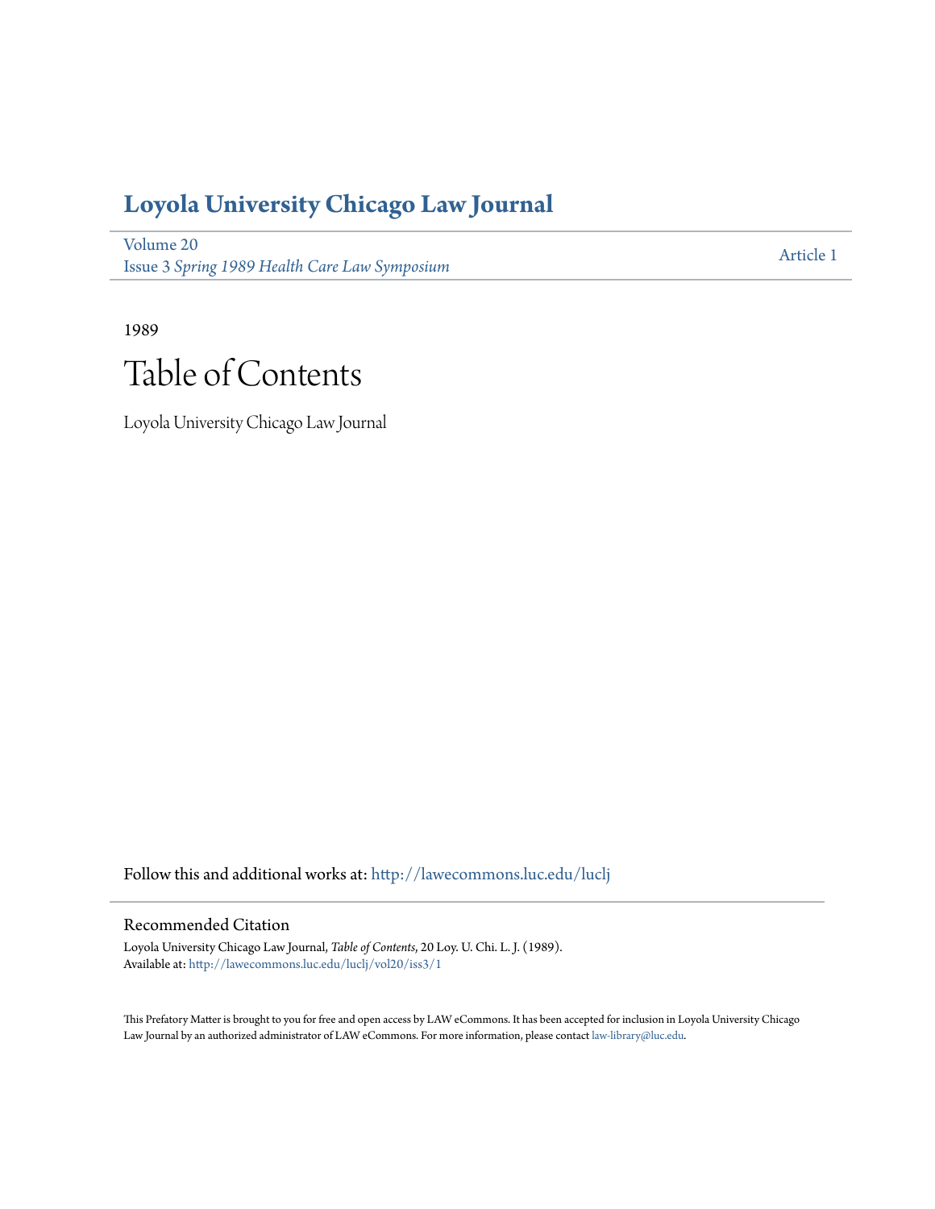# Loyola University Chicago Law Journal

Volume 20
Issue 3 *Spring 1989 Health Care Law Symposium*

Article 1

1989

# Table of Contents

Loyola University Chicago Law Journal

Follow this and additional works at: http://lawecommons.luc.edu/luclj

## Recommended Citation

Loyola University Chicago Law Journal, *Table of Contents*, 20 Loy. U. Chi. L. J. (1989).
Available at: http://lawecommons.luc.edu/luclj/vol20/iss3/1

This Prefatory Matter is brought to you for free and open access by LAW eCommons. It has been accepted for inclusion in Loyola University Chicago Law Journal by an authorized administrator of LAW eCommons. For more information, please contact law-library@luc.edu.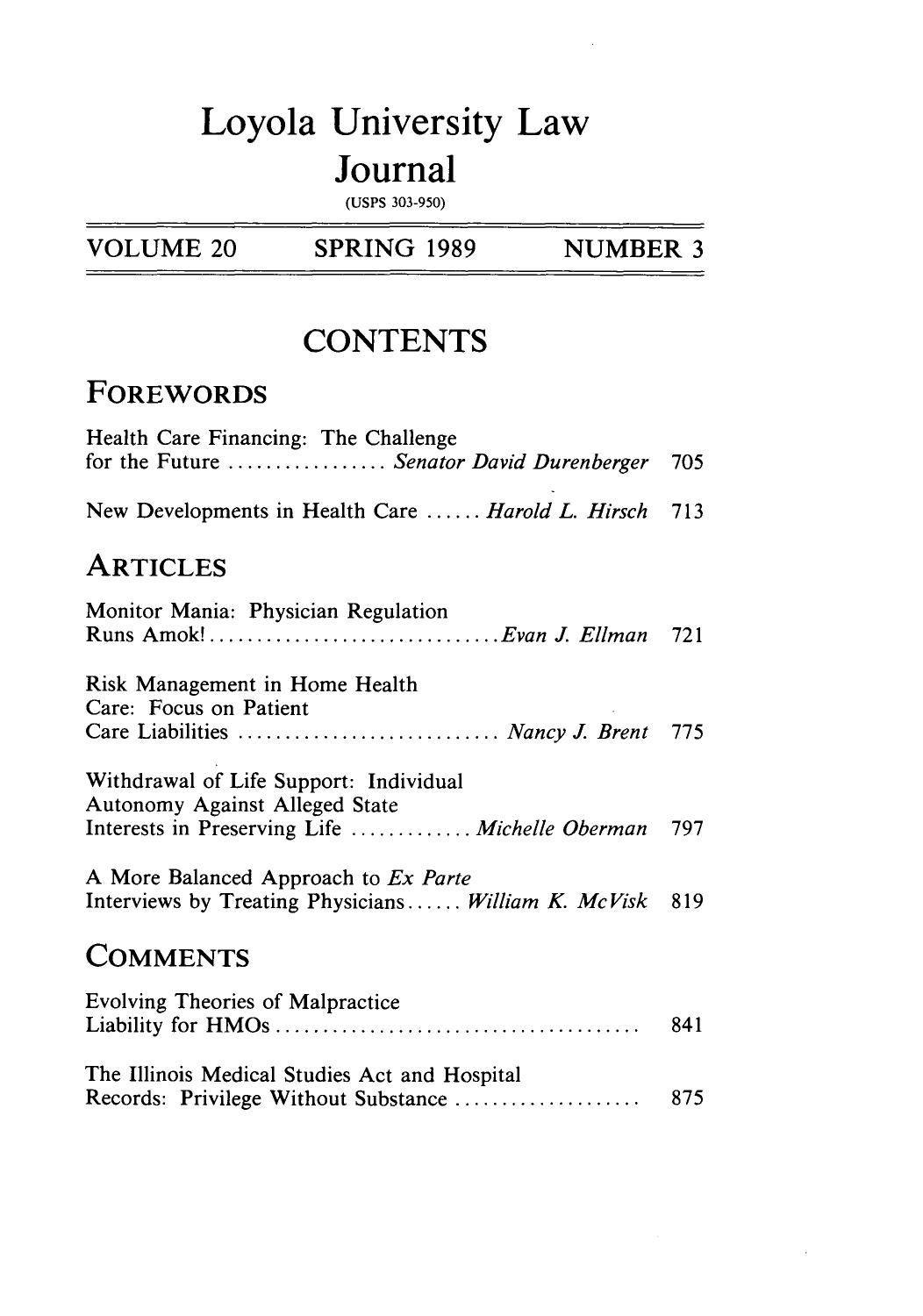# Loyola University Law Journal

(USPS 303-950)

VOLUME 20 | SPRING 1989 | NUMBER 3

## CONTENTS

### FOREWORDS

Health Care Financing: The Challenge for the Future ................. *Senator David Durenberger* 705

New Developments in Health Care ...... *Harold L. Hirsch* 713

### ARTICLES

Monitor Mania: Physician Regulation Runs Amok! ................................ *Evan J. Ellman* 721

Risk Management in Home Health Care: Focus on Patient Care Liabilities ............................ *Nancy J. Brent* 775

Withdrawal of Life Support: Individual Autonomy Against Alleged State Interests in Preserving Life ............. *Michelle Oberman* 797

A More Balanced Approach to *Ex Parte* Interviews by Treating Physicians...... *William K. McVisk* 819

### COMMENTS

Evolving Theories of Malpractice Liability for HMOs ....................................... 841

The Illinois Medical Studies Act and Hospital Records: Privilege Without Substance .................... 875